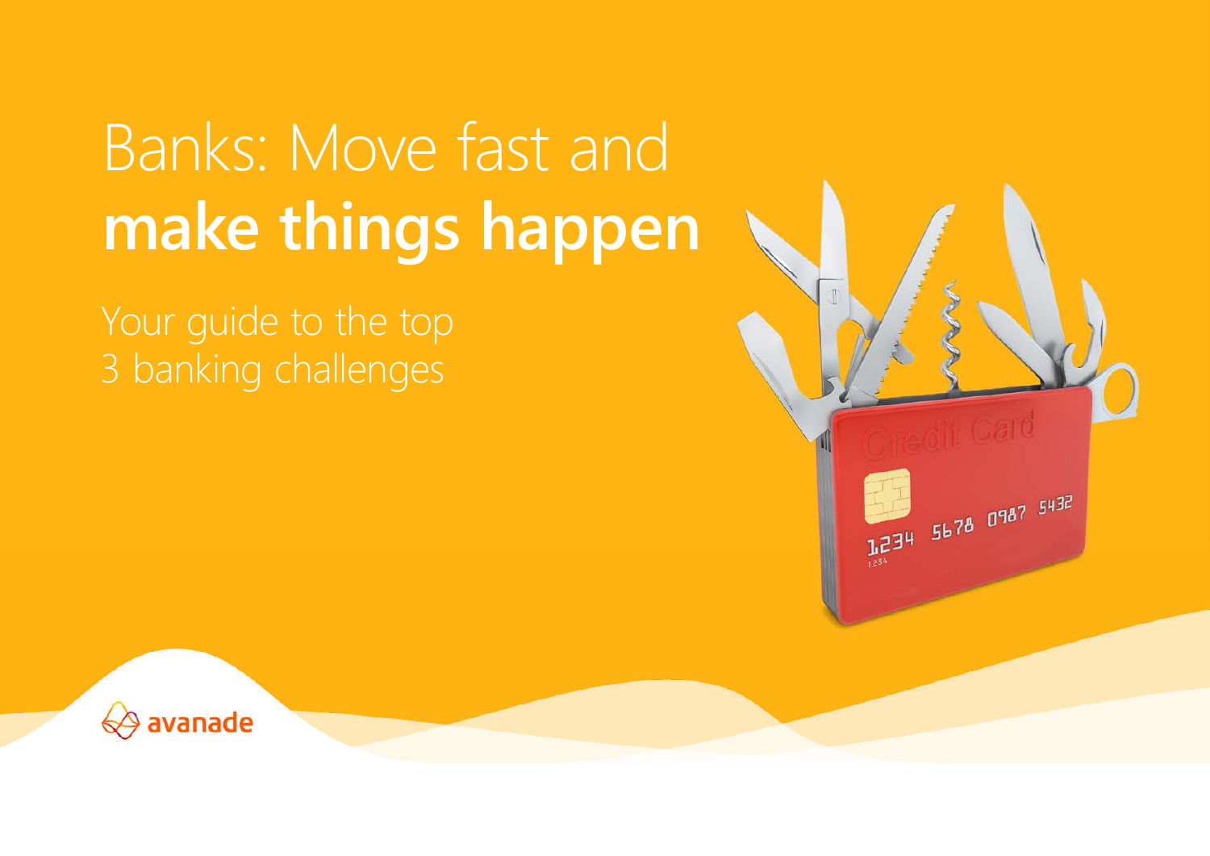# Banks: Move fast and **make things happen**

Your guide to the top 3 banking challenges

avanade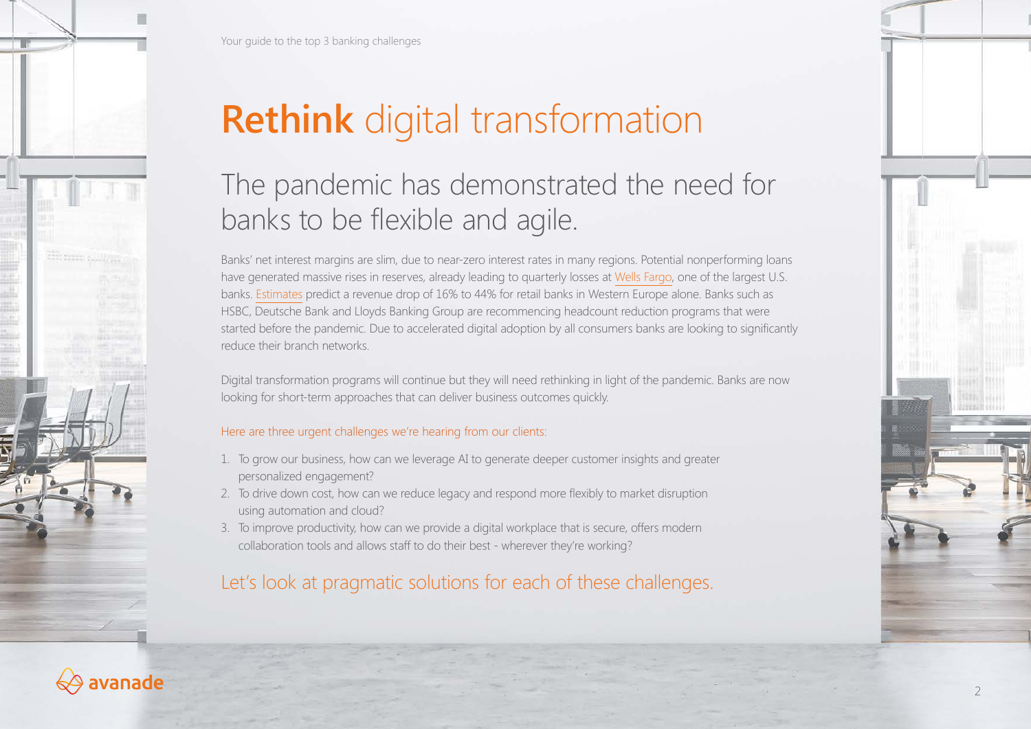# **Rethink** digital transformation

## The pandemic has demonstrated the need for banks to be flexible and agile.

Banks' net interest margins are slim, due to near-zero interest rates in many regions. Potential nonperforming loans have generated massive rises in reserves, already leading to quarterly losses at Wells Fargo, one of the largest U.S. banks. Estimates predict a revenue drop of 16% to 44% for retail banks in Western Europe alone. Banks such as HSBC, Deutsche Bank and Lloyds Banking Group are recommencing headcount reduction programs that were started before the pandemic. Due to accelerated digital adoption by all consumers banks are looking to significantly reduce their branch networks.

Digital transformation programs will continue but they will need rethinking in light of the pandemic. Banks are now looking for short-term approaches that can deliver business outcomes quickly.

Here are three urgent challenges we're hearing from our clients:

1. To grow our business, how can we leverage AI to generate deeper customer insights and greater personalized engagement?
2. To drive down cost, how can we reduce legacy and respond more flexibly to market disruption using automation and cloud?
3. To improve productivity, how can we provide a digital workplace that is secure, offers modern collaboration tools and allows staff to do their best - wherever they're working?

Let's look at pragmatic solutions for each of these challenges.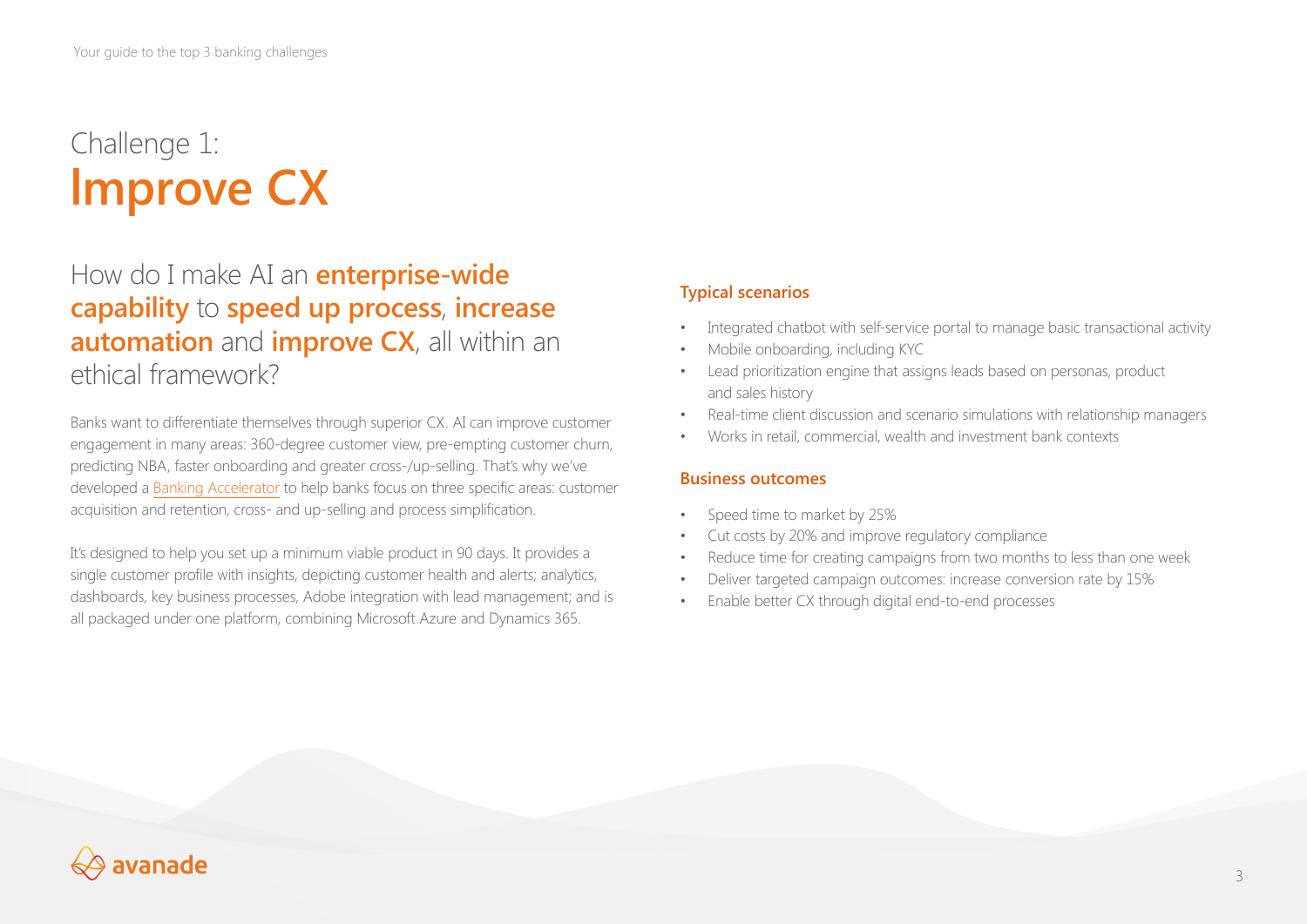# Challenge 1: **Improve CX**

## How do I make AI an **enterprise-wide capability** to **speed up process**, **increase automation** and **improve CX**, all within an ethical framework?

Banks want to differentiate themselves through superior CX. AI can improve customer engagement in many areas: 360-degree customer view, pre-empting customer churn, predicting NBA, faster onboarding and greater cross-/up-selling. That's why we've developed a Banking Accelerator to help banks focus on three specific areas: customer acquisition and retention, cross- and up-selling and process simplification.

It's designed to help you set up a minimum viable product in 90 days. It provides a single customer profile with insights, depicting customer health and alerts; analytics, dashboards, key business processes, Adobe integration with lead management; and is all packaged under one platform, combining Microsoft Azure and Dynamics 365.

### Typical scenarios

- Integrated chatbot with self-service portal to manage basic transactional activity
- Mobile onboarding, including KYC
- Lead prioritization engine that assigns leads based on personas, product and sales history
- Real-time client discussion and scenario simulations with relationship managers
- Works in retail, commercial, wealth and investment bank contexts

### Business outcomes

- Speed time to market by 25%
- Cut costs by 20% and improve regulatory compliance
- Reduce time for creating campaigns from two months to less than one week
- Deliver targeted campaign outcomes: increase conversion rate by 15%
- Enable better CX through digital end-to-end processes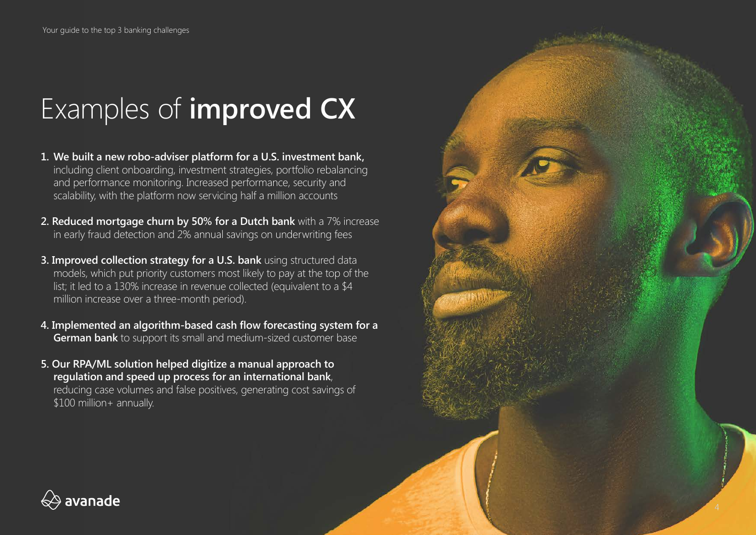# Examples of **improved CX**

1. **We built a new robo-adviser platform for a U.S. investment bank,** including client onboarding, investment strategies, portfolio rebalancing and performance monitoring. Increased performance, security and scalability, with the platform now servicing half a million accounts
2. **Reduced mortgage churn by 50% for a Dutch bank** with a 7% increase in early fraud detection and 2% annual savings on underwriting fees
3. **Improved collection strategy for a U.S. bank** using structured data models, which put priority customers most likely to pay at the top of the list; it led to a 130% increase in revenue collected (equivalent to a $4 million increase over a three-month period).
4. **Implemented an algorithm-based cash flow forecasting system for a German bank** to support its small and medium-sized customer base
5. **Our RPA/ML solution helped digitize a manual approach to regulation and speed up process for an international bank**, reducing case volumes and false positives, generating cost savings of $100 million+ annually.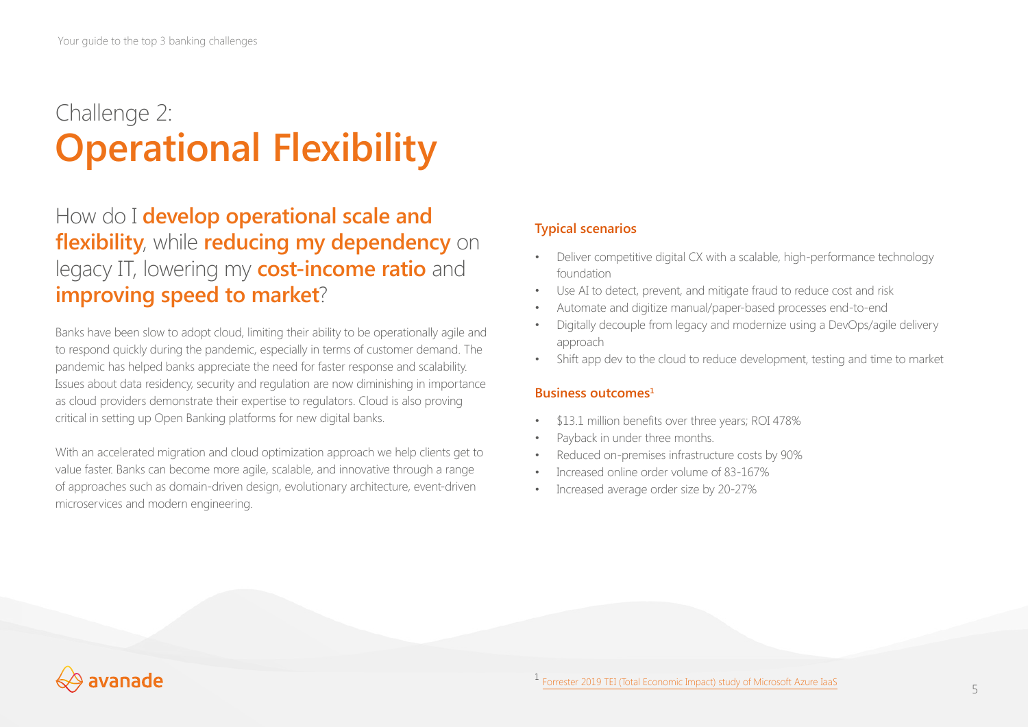# Challenge 2: **Operational Flexibility**

## How do I **develop operational scale and flexibility**, while **reducing my dependency** on legacy IT, lowering my **cost-income ratio** and **improving speed to market**?

Banks have been slow to adopt cloud, limiting their ability to be operationally agile and to respond quickly during the pandemic, especially in terms of customer demand. The pandemic has helped banks appreciate the need for faster response and scalability. Issues about data residency, security and regulation are now diminishing in importance as cloud providers demonstrate their expertise to regulators. Cloud is also proving critical in setting up Open Banking platforms for new digital banks.

With an accelerated migration and cloud optimization approach we help clients get to value faster. Banks can become more agile, scalable, and innovative through a range of approaches such as domain-driven design, evolutionary architecture, event-driven microservices and modern engineering.

### Typical scenarios

- Deliver competitive digital CX with a scalable, high-performance technology foundation
- Use AI to detect, prevent, and mitigate fraud to reduce cost and risk
- Automate and digitize manual/paper-based processes end-to-end
- Digitally decouple from legacy and modernize using a DevOps/agile delivery approach
- Shift app dev to the cloud to reduce development, testing and time to market

### Business outcomes[1]

- $13.1 million benefits over three years; ROI 478%
- Payback in under three months.
- Reduced on-premises infrastructure costs by 90%
- Increased online order volume of 83-167%
- Increased average order size by 20-27%

[1] Forrester 2019 TEI (Total Economic Impact) study of Microsoft Azure IaaS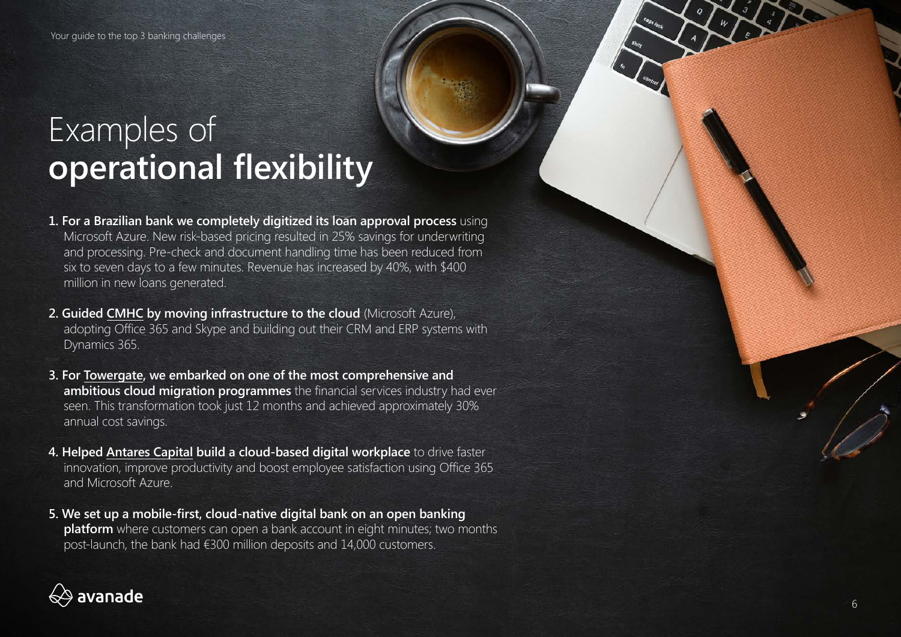# Examples of **operational flexibility**

1. **For a Brazilian bank we completely digitized its loan approval process** using Microsoft Azure. New risk-based pricing resulted in 25% savings for underwriting and processing. Pre-check and document handling time has been reduced from six to seven days to a few minutes. Revenue has increased by 40%, with $400 million in new loans generated.

2. **Guided CMHC by moving infrastructure to the cloud** (Microsoft Azure), adopting Office 365 and Skype and building out their CRM and ERP systems with Dynamics 365.

3. **For Towergate, we embarked on one of the most comprehensive and ambitious cloud migration programmes** the financial services industry had ever seen. This transformation took just 12 months and achieved approximately 30% annual cost savings.

4. **Helped Antares Capital build a cloud-based digital workplace** to drive faster innovation, improve productivity and boost employee satisfaction using Office 365 and Microsoft Azure.

5. **We set up a mobile-first, cloud-native digital bank on an open banking platform** where customers can open a bank account in eight minutes; two months post-launch, the bank had €300 million deposits and 14,000 customers.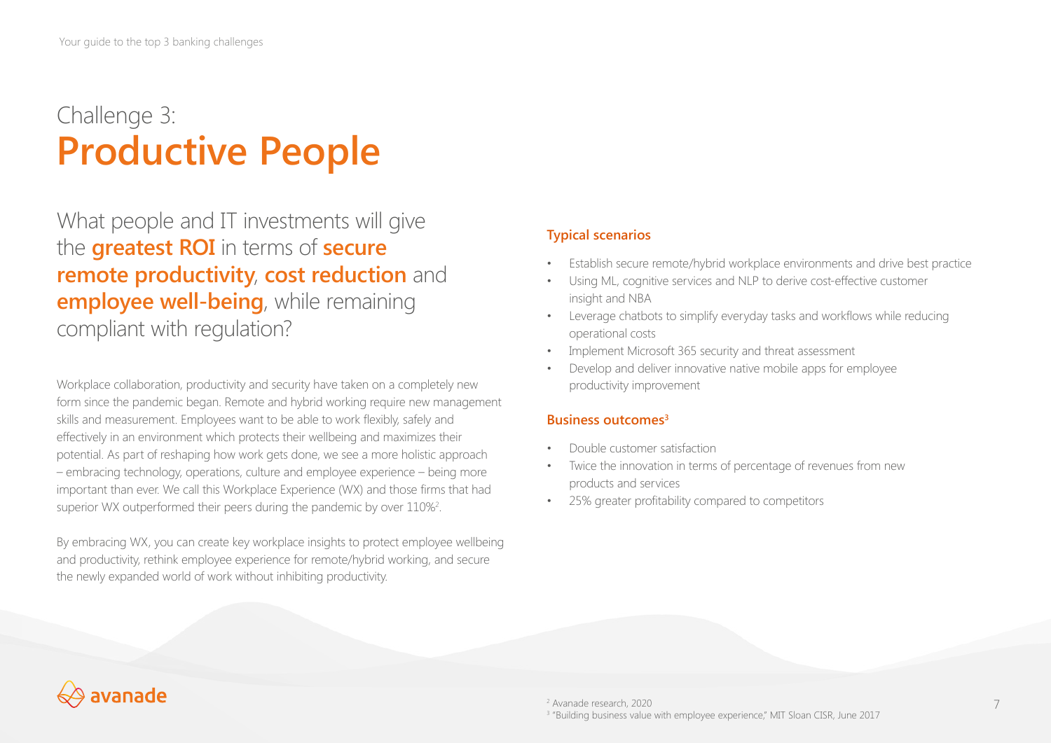# Challenge 3: Productive People

What people and IT investments will give the **greatest ROI** in terms of **secure remote productivity**, **cost reduction** and **employee well-being**, while remaining compliant with regulation?

Workplace collaboration, productivity and security have taken on a completely new form since the pandemic began. Remote and hybrid working require new management skills and measurement. Employees want to be able to work flexibly, safely and effectively in an environment which protects their wellbeing and maximizes their potential. As part of reshaping how work gets done, we see a more holistic approach – embracing technology, operations, culture and employee experience – being more important than ever. We call this Workplace Experience (WX) and those firms that had superior WX outperformed their peers during the pandemic by over 110%[2].

By embracing WX, you can create key workplace insights to protect employee wellbeing and productivity, rethink employee experience for remote/hybrid working, and secure the newly expanded world of work without inhibiting productivity.

### Typical scenarios

- Establish secure remote/hybrid workplace environments and drive best practice
- Using ML, cognitive services and NLP to derive cost-effective customer insight and NBA
- Leverage chatbots to simplify everyday tasks and workflows while reducing operational costs
- Implement Microsoft 365 security and threat assessment
- Develop and deliver innovative native mobile apps for employee productivity improvement

### Business outcomes[3]

- Double customer satisfaction
- Twice the innovation in terms of percentage of revenues from new products and services
- 25% greater profitability compared to competitors

[2] Avanade research, 2020
[3] "Building business value with employee experience," MIT Sloan CISR, June 2017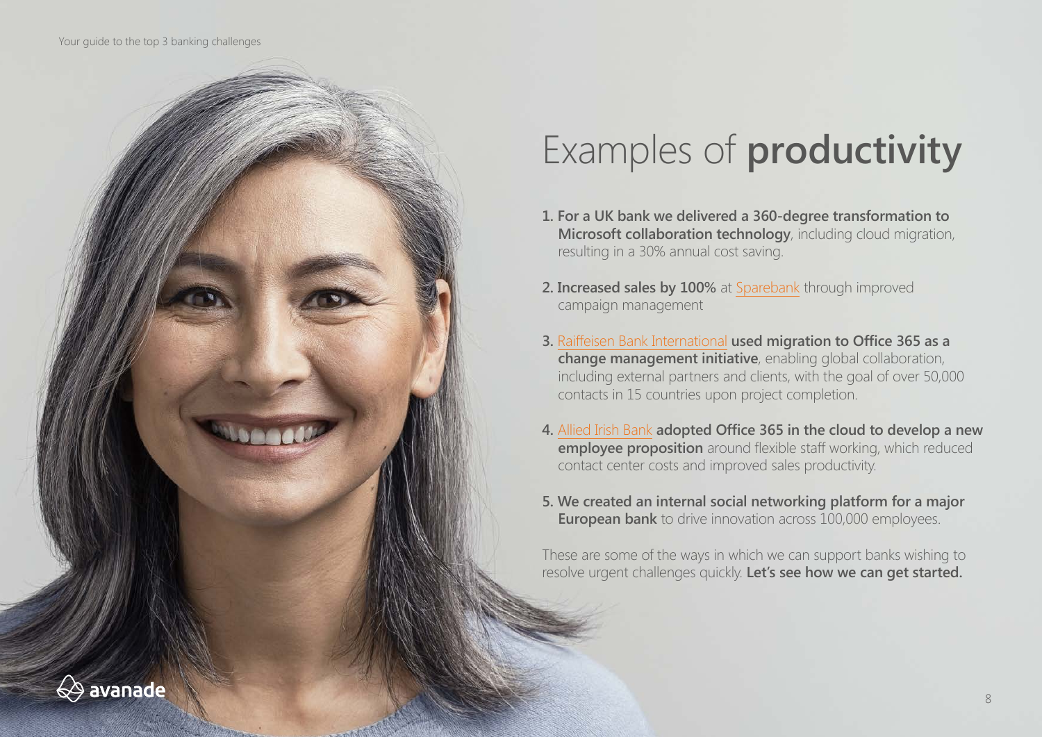# Examples of **productivity**

1. **For a UK bank we delivered a 360-degree transformation to Microsoft collaboration technology**, including cloud migration, resulting in a 30% annual cost saving.
2. **Increased sales by 100%** at Sparebank through improved campaign management
3. Raiffeisen Bank International **used migration to Office 365 as a change management initiative**, enabling global collaboration, including external partners and clients, with the goal of over 50,000 contacts in 15 countries upon project completion.
4. Allied Irish Bank **adopted Office 365 in the cloud to develop a new employee proposition** around flexible staff working, which reduced contact center costs and improved sales productivity.
5. **We created an internal social networking platform for a major European bank** to drive innovation across 100,000 employees.

These are some of the ways in which we can support banks wishing to resolve urgent challenges quickly. **Let's see how we can get started.**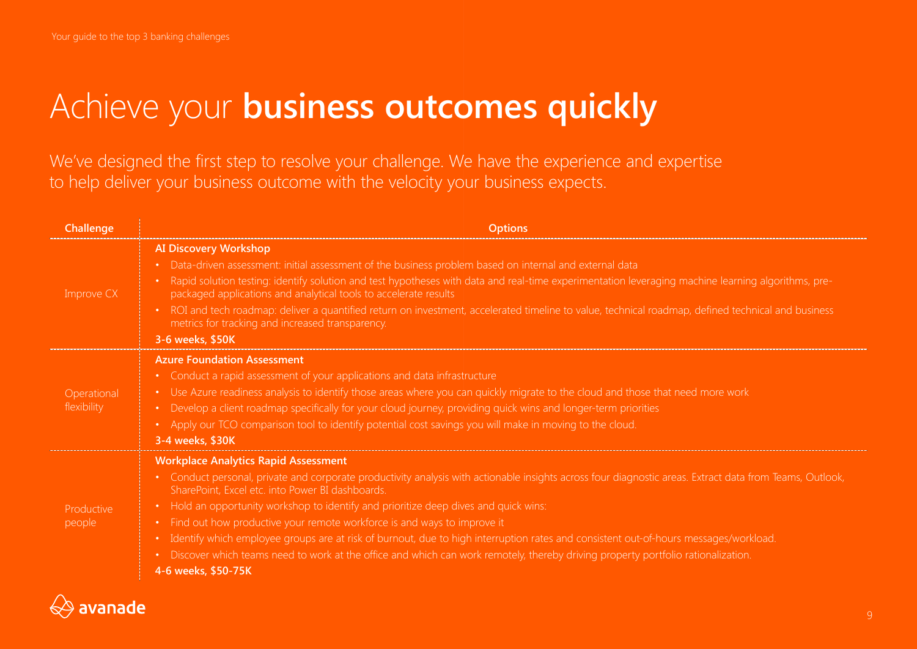# Achieve your **business outcomes quickly**

We've designed the first step to resolve your challenge. We have the experience and expertise to help deliver your business outcome with the velocity your business expects.

| Challenge | Options |
| --- | --- |
| Improve CX | **AI Discovery Workshop**<br>• Data-driven assessment: initial assessment of the business problem based on internal and external data<br>• Rapid solution testing: identify solution and test hypotheses with data and real-time experimentation leveraging machine learning algorithms, pre-packaged applications and analytical tools to accelerate results<br>• ROI and tech roadmap: deliver a quantified return on investment, accelerated timeline to value, technical roadmap, defined technical and business metrics for tracking and increased transparency.<br>**3-6 weeks, $50K** |
| Operational flexibility | **Azure Foundation Assessment**<br>• Conduct a rapid assessment of your applications and data infrastructure<br>• Use Azure readiness analysis to identify those areas where you can quickly migrate to the cloud and those that need more work<br>• Develop a client roadmap specifically for your cloud journey, providing quick wins and longer-term priorities<br>• Apply our TCO comparison tool to identify potential cost savings you will make in moving to the cloud.<br>**3-4 weeks, $30K** |
| Productive people | **Workplace Analytics Rapid Assessment**<br>• Conduct personal, private and corporate productivity analysis with actionable insights across four diagnostic areas. Extract data from Teams, Outlook, SharePoint, Excel etc. into Power BI dashboards.<br>• Hold an opportunity workshop to identify and prioritize deep dives and quick wins:<br>• Find out how productive your remote workforce is and ways to improve it<br>• Identify which employee groups are at risk of burnout, due to high interruption rates and consistent out-of-hours messages/workload.<br>• Discover which teams need to work at the office and which can work remotely, thereby driving property portfolio rationalization.<br>**4-6 weeks, $50-75K** |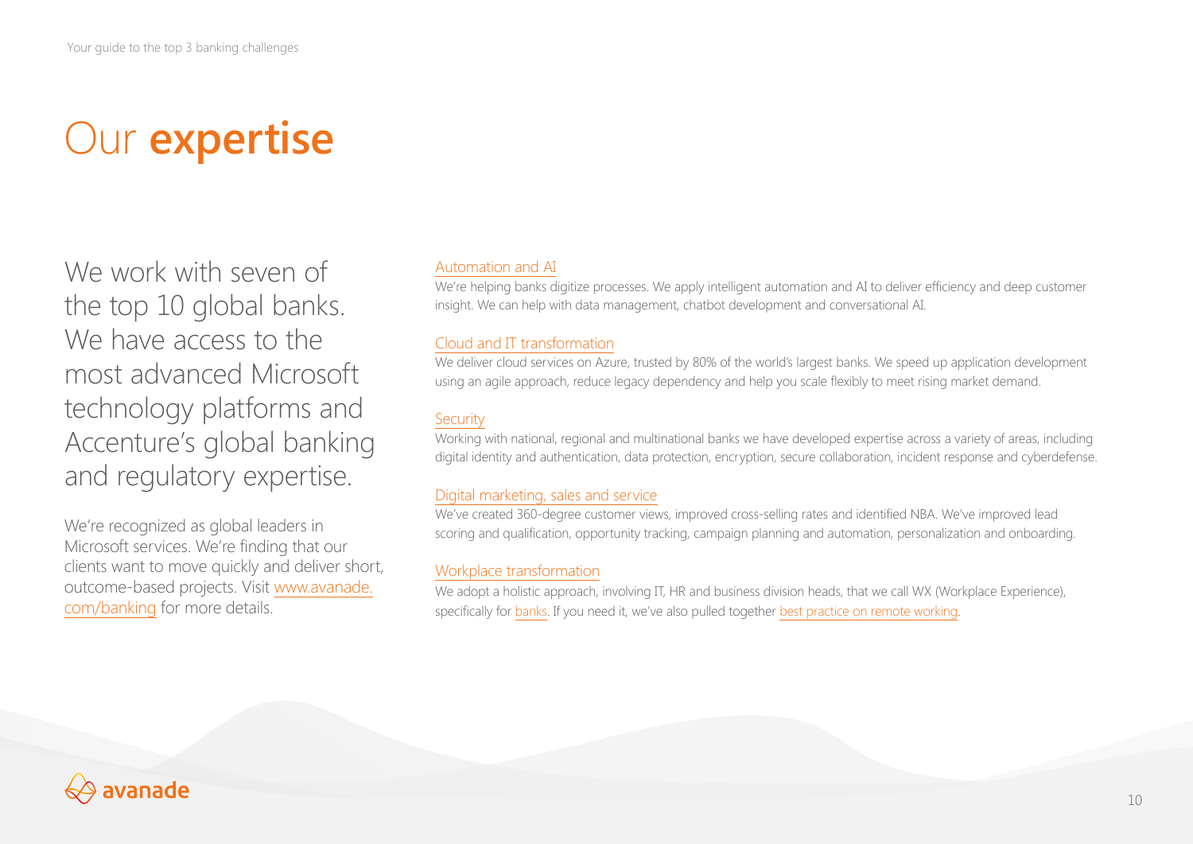# Our **expertise**

We work with seven of the top 10 global banks. We have access to the most advanced Microsoft technology platforms and Accenture's global banking and regulatory expertise.

We're recognized as global leaders in Microsoft services. We're finding that our clients want to move quickly and deliver short, outcome-based projects. Visit www.avanade.com/banking for more details.

### Automation and AI

We're helping banks digitize processes. We apply intelligent automation and AI to deliver efficiency and deep customer insight. We can help with data management, chatbot development and conversational AI.

### Cloud and IT transformation

We deliver cloud services on Azure, trusted by 80% of the world's largest banks. We speed up application development using an agile approach, reduce legacy dependency and help you scale flexibly to meet rising market demand.

### Security

Working with national, regional and multinational banks we have developed expertise across a variety of areas, including digital identity and authentication, data protection, encryption, secure collaboration, incident response and cyberdefense.

### Digital marketing, sales and service

We've created 360-degree customer views, improved cross-selling rates and identified NBA. We've improved lead scoring and qualification, opportunity tracking, campaign planning and automation, personalization and onboarding.

### Workplace transformation

We adopt a holistic approach, involving IT, HR and business division heads, that we call WX (Workplace Experience), specifically for banks. If you need it, we've also pulled together best practice on remote working.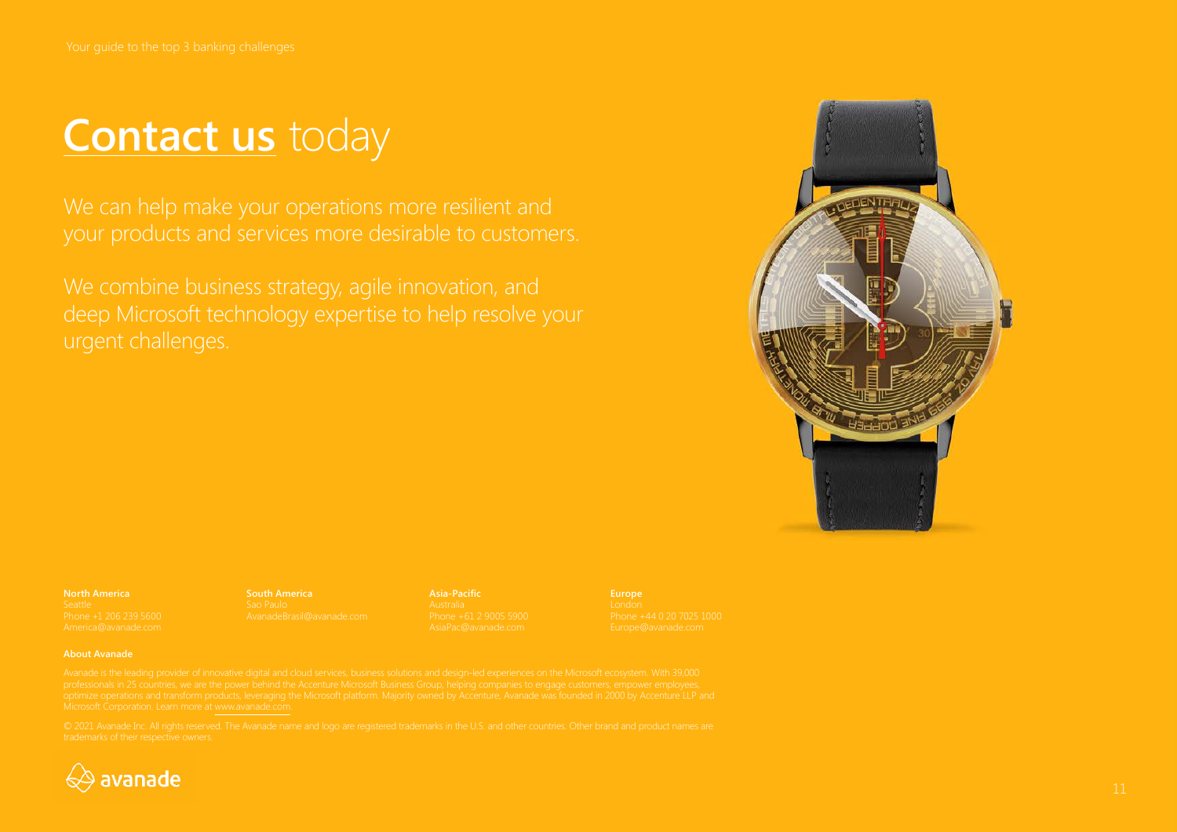# Contact us today

We can help make your operations more resilient and your products and services more desirable to customers.

We combine business strategy, agile innovation, and deep Microsoft technology expertise to help resolve your urgent challenges.

**North America**
Seattle
Phone +1 206 239 5600
America@avanade.com

**South America**
Sao Paulo
AvanadeBrasil@avanade.com

**Asia-Pacific**
Australia
Phone +61 2 9005 5900
AsiaPac@avanade.com

**Europe**
London
Phone +44 0 20 7025 1000
Europe@avanade.com

**About Avanade**

Avanade is the leading provider of innovative digital and cloud services, business solutions and design-led experiences on the Microsoft ecosystem. With 39,000 professionals in 25 countries, we are the power behind the Accenture Microsoft Business Group, helping companies to engage customers, empower employees, optimize operations and transform products, leveraging the Microsoft platform. Majority owned by Accenture, Avanade was founded in 2000 by Accenture LLP and Microsoft Corporation. Learn more at www.avanade.com.

© 2021 Avanade Inc. All rights reserved. The Avanade name and logo are registered trademarks in the U.S. and other countries. Other brand and product names are trademarks of their respective owners.

avanade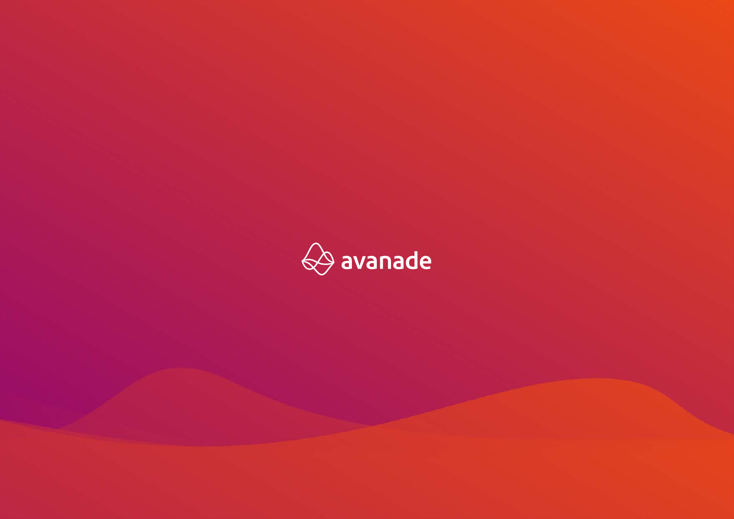avanade